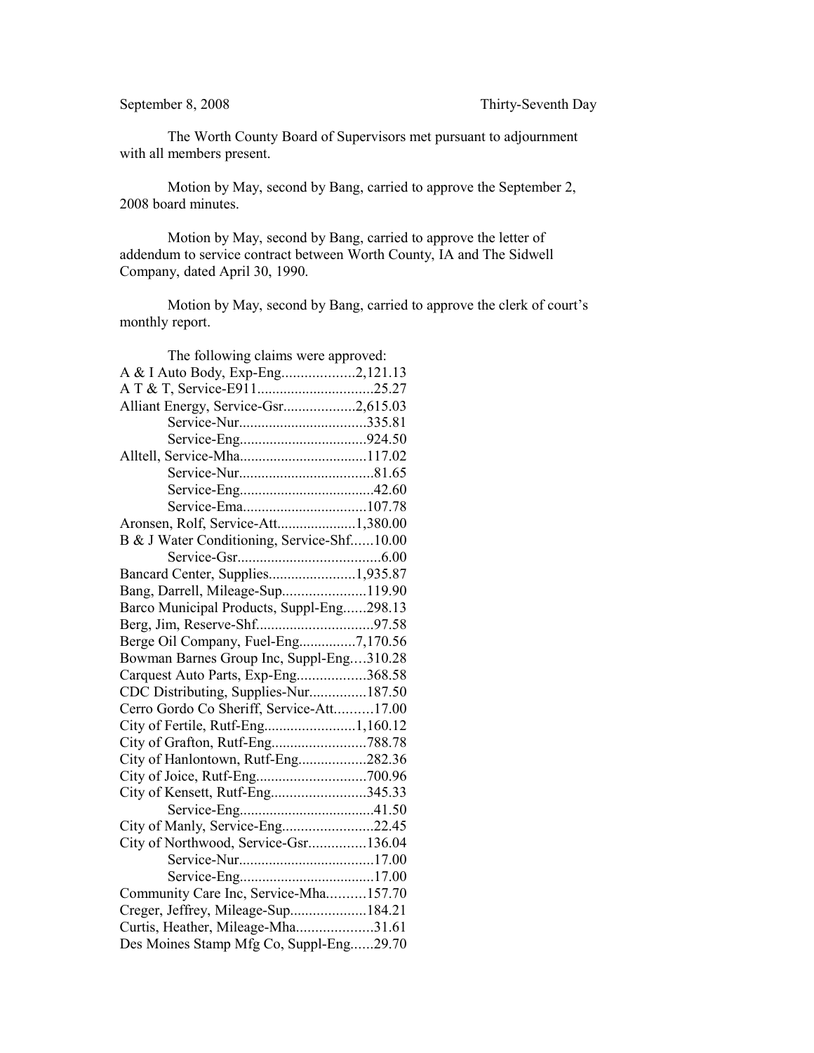September 8, 2008 Thirty-Seventh Day

The Worth County Board of Supervisors met pursuant to adjournment with all members present.

Motion by May, second by Bang, carried to approve the September 2, 2008 board minutes.

Motion by May, second by Bang, carried to approve the letter of addendum to service contract between Worth County, IA and The Sidwell Company, dated April 30, 1990.

Motion by May, second by Bang, carried to approve the clerk of court's monthly report.

The following claims were approved:

A & I Auto Body, Exp-Eng...................2,121.13
A T & T, Service-E911..............................25.27
Alliant Energy, Service-Gsr...................2,615.03
 Service-Nur.................................335.81
 Service-Eng.................................924.50
Alltell, Service-Mha.................................117.02
 Service-Nur...................................81.65
 Service-Eng...................................42.60
 Service-Ema................................107.78
Aronsen, Rolf, Service-Att.....................1,380.00
B & J Water Conditioning, Service-Shf......10.00
 Service-Gsr......................................6.00
Bancard Center, Supplies.......................1,935.87
Bang, Darrell, Mileage-Sup......................119.90
Barco Municipal Products, Suppl-Eng......298.13
Berg, Jim, Reserve-Shf..............................97.58
Berge Oil Company, Fuel-Eng...............7,170.56
Bowman Barnes Group Inc, Suppl-Eng....310.28
Carquest Auto Parts, Exp-Eng..................368.58
CDC Distributing, Supplies-Nur...............187.50
Cerro Gordo Co Sheriff, Service-Att..........17.00
City of Fertile, Rutf-Eng........................1,160.12
City of Grafton, Rutf-Eng.........................788.78
City of Hanlontown, Rutf-Eng..................282.36
City of Joice, Rutf-Eng............................700.96
City of Kensett, Rutf-Eng.........................345.33
 Service-Eng...................................41.50
City of Manly, Service-Eng........................22.45
City of Northwood, Service-Gsr...............136.04
 Service-Nur...................................17.00
 Service-Eng...................................17.00
Community Care Inc, Service-Mha..........157.70
Creger, Jeffrey, Mileage-Sup....................184.21
Curtis, Heather, Mileage-Mha....................31.61
Des Moines Stamp Mfg Co, Suppl-Eng......29.70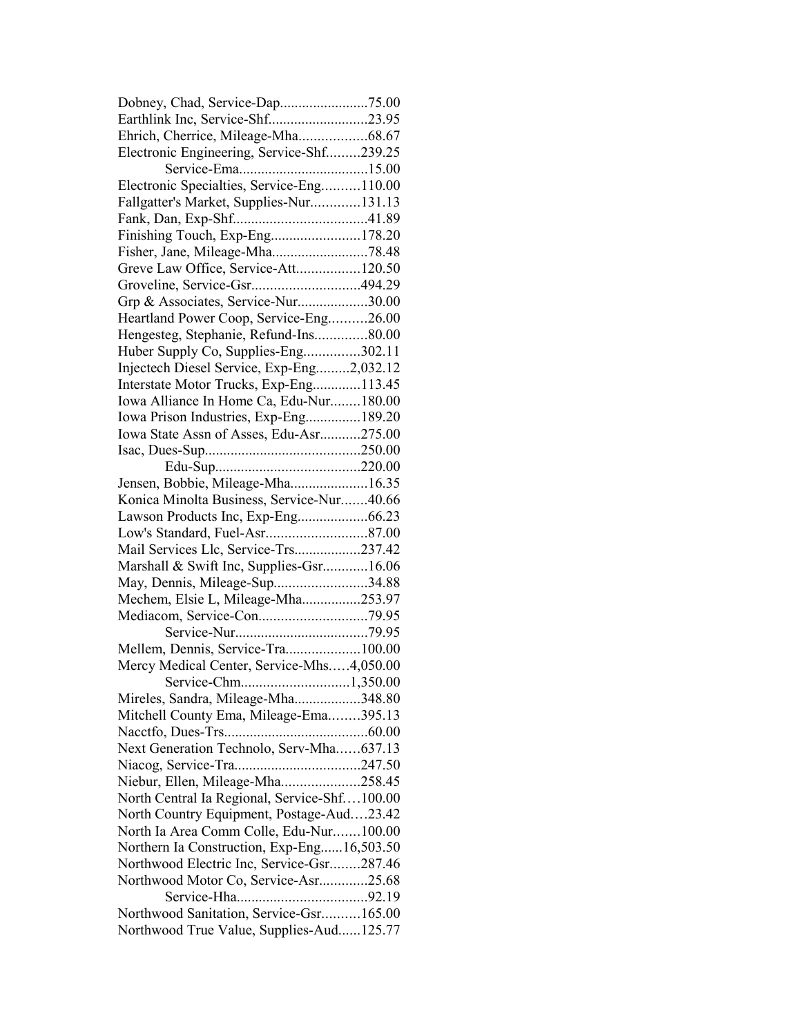Dobney, Chad, Service-Dap........................75.00
Earthlink Inc, Service-Shf...........................23.95
Ehrich, Cherrice, Mileage-Mha..................68.67
Electronic Engineering, Service-Shf.........239.25
Service-Ema...................................15.00
Electronic Specialties, Service-Eng..........110.00
Fallgatter's Market, Supplies-Nur.............131.13
Fank, Dan, Exp-Shf....................................41.89
Finishing Touch, Exp-Eng........................178.20
Fisher, Jane, Mileage-Mha..........................78.48
Greve Law Office, Service-Att.................120.50
Groveline, Service-Gsr.............................494.29
Grp & Associates, Service-Nur...................30.00
Heartland Power Coop, Service-Eng..........26.00
Hengesteg, Stephanie, Refund-Ins..............80.00
Huber Supply Co, Supplies-Eng...............302.11
Injectech Diesel Service, Exp-Eng.........2,032.12
Interstate Motor Trucks, Exp-Eng.............113.45
Iowa Alliance In Home Ca, Edu-Nur........180.00
Iowa Prison Industries, Exp-Eng...............189.20
Iowa State Assn of Asses, Edu-Asr...........275.00
Isac, Dues-Sup..........................................250.00
Edu-Sup.......................................220.00
Jensen, Bobbie, Mileage-Mha.....................16.35
Konica Minolta Business, Service-Nur.......40.66
Lawson Products Inc, Exp-Eng...................66.23
Low's Standard, Fuel-Asr...........................87.00
Mail Services Llc, Service-Trs..................237.42
Marshall & Swift Inc, Supplies-Gsr............16.06
May, Dennis, Mileage-Sup.........................34.88
Mechem, Elsie L, Mileage-Mha................253.97
Mediacom, Service-Con.............................79.95
Service-Nur....................................79.95
Mellem, Dennis, Service-Tra....................100.00
Mercy Medical Center, Service-Mhs.....4,050.00
Service-Chm.............................1,350.00
Mireles, Sandra, Mileage-Mha..................348.80
Mitchell County Ema, Mileage-Ema........395.13
Nacctfo, Dues-Trs.......................................60.00
Next Generation Technolo, Serv-Mha......637.13
Niacog, Service-Tra..................................247.50
Niebur, Ellen, Mileage-Mha.....................258.45
North Central Ia Regional, Service-Shf....100.00
North Country Equipment, Postage-Aud....23.42
North Ia Area Comm Colle, Edu-Nur.......100.00
Northern Ia Construction, Exp-Eng......16,503.50
Northwood Electric Inc, Service-Gsr........287.46
Northwood Motor Co, Service-Asr.............25.68
Service-Hha...................................92.19
Northwood Sanitation, Service-Gsr..........165.00
Northwood True Value, Supplies-Aud......125.77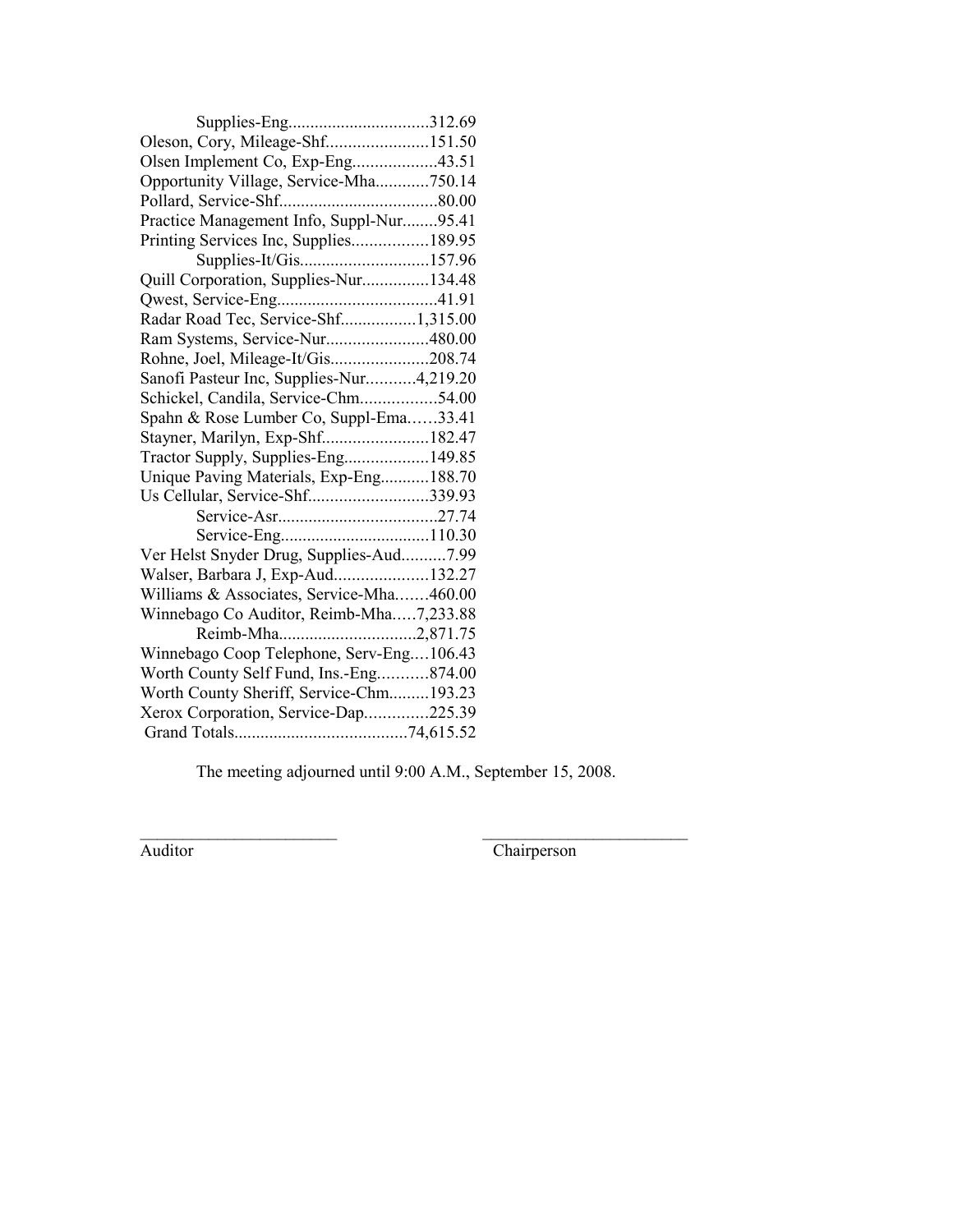Supplies-Eng................................312.69
Oleson, Cory, Mileage-Shf.......................151.50
Olsen Implement Co, Exp-Eng...................43.51
Opportunity Village, Service-Mha............750.14
Pollard, Service-Shf....................................80.00
Practice Management Info, Suppl-Nur........95.41
Printing Services Inc, Supplies.................189.95
Supplies-It/Gis.............................157.96
Quill Corporation, Supplies-Nur...............134.48
Qwest, Service-Eng....................................41.91
Radar Road Tec, Service-Shf.................1,315.00
Ram Systems, Service-Nur.......................480.00
Rohne, Joel, Mileage-It/Gis......................208.74
Sanofi Pasteur Inc, Supplies-Nur...........4,219.20
Schickel, Candila, Service-Chm.................54.00
Spahn & Rose Lumber Co, Suppl-Ema……33.41
Stayner, Marilyn, Exp-Shf........................182.47
Tractor Supply, Supplies-Eng...................149.85
Unique Paving Materials, Exp-Eng...........188.70
Us Cellular, Service-Shf...........................339.93
Service-Asr....................................27.74
Service-Eng..................................110.30
Ver Helst Snyder Drug, Supplies-Aud..........7.99
Walser, Barbara J, Exp-Aud.....................132.27
Williams & Associates, Service-Mha.......460.00
Winnebago Co Auditor, Reimb-Mha.....7,233.88
Reimb-Mha...............................2,871.75
Winnebago Coop Telephone, Serv-Eng....106.43
Worth County Self Fund, Ins.-Eng...........874.00
Worth County Sheriff, Service-Chm.........193.23
Xerox Corporation, Service-Dap..............225.39
Grand Totals.......................................74,615.52

The meeting adjourned until 9:00 A.M., September 15, 2008.

\_\_\_\_\_\_\_\_\_\_\_\_\_\_\_\_\_\_\_\_\_\_\_ \_\_\_\_\_\_\_\_\_\_\_\_\_\_\_\_\_\_\_\_\_\_\_\_

Auditor Chairperson